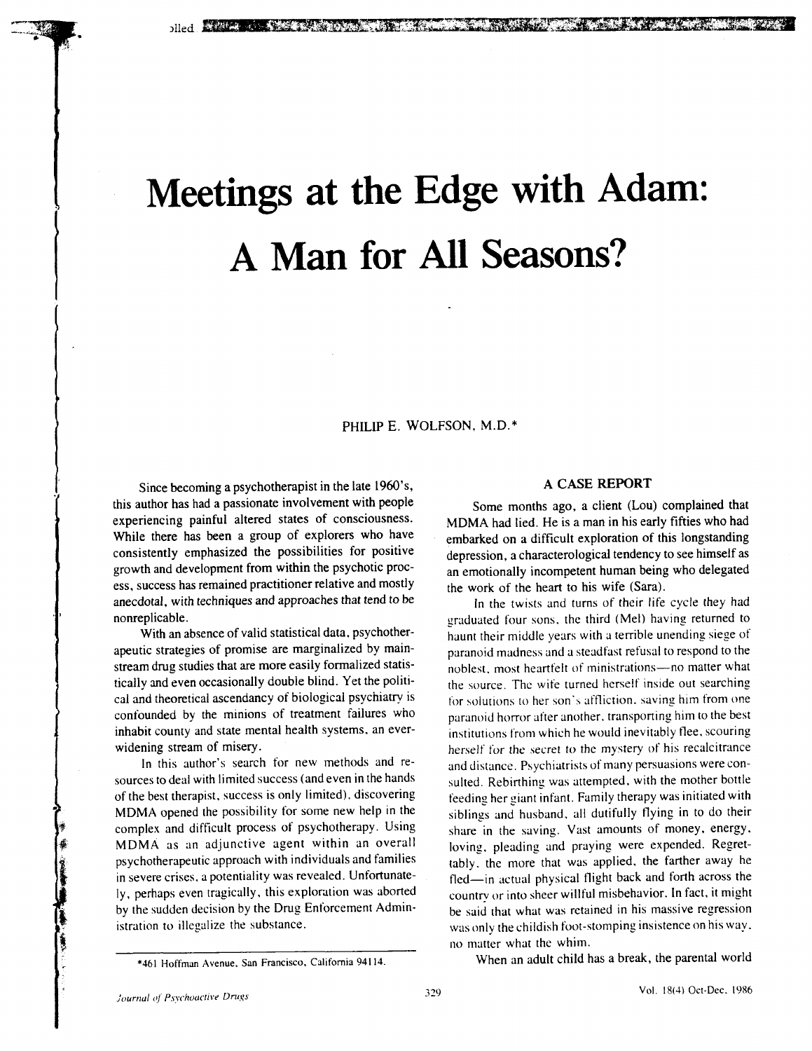# Meetings at the Edge with Adam: A Man for All Seasons?

PHILIP E. WOLFSON, M.D.*

Since becoming a psychotherapist in the late 1960's, this author has had a passionate involvement with people experiencing painful altered states of consciousness. While there has been a group of explorers who have consistently emphasized the possibilities for positive growth and development from within the psychotic process, success has remained practitioner relative and mostly anecdotal, with techniques and approaches that tend to be nonreplicable.

With an absence of valid statistical data, psychotherapeutic strategies of promise are marginalized by mainstream drug studies that are more easily formalized statistically and even occasionally double blind. Yet the political and theoretical ascendancy of biological psychiatry is confounded by the minions of treatment failures who inhabit county and state mental health systems, an ever-widening stream of misery.

In this author's search for new methods and resources to deal with limited success (and even in the hands of the best therapist, success is only limited), discovering MDMA opened the possibility for some new help in the complex and difficult process of psychotherapy. Using MDMA as an adjunctive agent within an overall psychotherapeutic approach with individuals and families in severe crises, a potentiality was revealed. Unfortunately, perhaps even tragically, this exploration was aborted by the sudden decision by the Drug Enforcement Administration to illegalize the substance.

*461 Hoffman Avenue, San Francisco, California 94114.

## A CASE REPORT

Some months ago, a client (Lou) complained that MDMA had lied. He is a man in his early fifties who had embarked on a difficult exploration of this longstanding depression, a characterological tendency to see himself as an emotionally incompetent human being who delegated the work of the heart to his wife (Sara).

In the twists and turns of their life cycle they had graduated four sons, the third (Mel) having returned to haunt their middle years with a terrible unending siege of paranoid madness and a steadfast refusal to respond to the noblest, most heartfelt of ministrations—no matter what the source. The wife turned herself inside out searching for solutions to her son's affliction, saving him from one paranoid horror after another, transporting him to the best institutions from which he would inevitably flee, scouring herself for the secret to the mystery of his recalcitrance and distance. Psychiatrists of many persuasions were consulted. Rebirthing was attempted, with the mother bottle feeding her giant infant. Family therapy was initiated with siblings and husband, all dutifully flying in to do their share in the saving. Vast amounts of money, energy, loving, pleading and praying were expended. Regrettably, the more that was applied, the farther away he fled—in actual physical flight back and forth across the country or into sheer willful misbehavior. In fact, it might be said that what was retained in his massive regression was only the childish foot-stomping insistence on his way, no matter what the whim.

When an adult child has a break, the parental world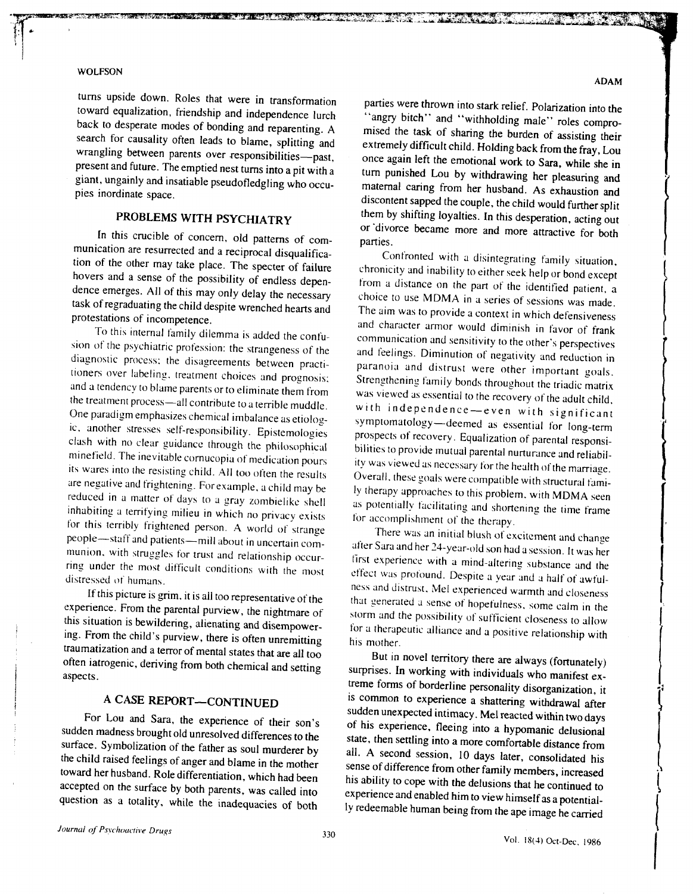turns upside down. Roles that were in transformation toward equalization, friendship and independence lurch back to desperate modes of bonding and reparenting. A search for causality often leads to blame, splitting and wrangling between parents over responsibilities—past, present and future. The emptied nest turns into a pit with a giant, ungainly and insatiable pseudofledgling who occupies inordinate space.

## PROBLEMS WITH PSYCHIATRY

In this crucible of concern, old patterns of communication are resurrected and a reciprocal disqualification of the other may take place. The specter of failure hovers and a sense of the possibility of endless dependence emerges. All of this may only delay the necessary task of regraduating the child despite wrenched hearts and protestations of incompetence.

To this internal family dilemma is added the confusion of the psychiatric profession: the strangeness of the diagnostic process; the disagreements between practitioners over labeling, treatment choices and prognosis; and a tendency to blame parents or to eliminate them from the treatment process—all contribute to a terrible muddle. One paradigm emphasizes chemical imbalance as etiologic, another stresses self-responsibility. Epistemologies clash with no clear guidance through the philosophical minefield. The inevitable cornucopia of medication pours its wares into the resisting child. All too often the results are negative and frightening. For example, a child may be reduced in a matter of days to a gray zombielike shell inhabiting a terrifying milieu in which no privacy exists for this terribly frightened person. A world of strange people—staff and patients—mill about in uncertain communion, with struggles for trust and relationship occurring under the most difficult conditions with the most distressed of humans.

If this picture is grim, it is all too representative of the experience. From the parental purview, the nightmare of this situation is bewildering, alienating and disempowering. From the child's purview, there is often unremitting traumatization and a terror of mental states that are all too often iatrogenic, deriving from both chemical and setting aspects.

## A CASE REPORT—CONTINUED

For Lou and Sara, the experience of their son's sudden madness brought old unresolved differences to the surface. Symbolization of the father as soul murderer by the child raised feelings of anger and blame in the mother toward her husband. Role differentiation, which had been accepted on the surface by both parents, was called into question as a totality, while the inadequacies of both parties were thrown into stark relief. Polarization into the "angry bitch" and "withholding male" roles compromised the task of sharing the burden of assisting their extremely difficult child. Holding back from the fray, Lou once again left the emotional work to Sara, while she in turn punished Lou by withdrawing her pleasuring and maternal caring from her husband. As exhaustion and discontent sapped the couple, the child would further split them by shifting loyalties. In this desperation, acting out or divorce became more and more attractive for both parties.

Confronted with a disintegrating family situation, chronicity and inability to either seek help or bond except from a distance on the part of the identified patient, a choice to use MDMA in a series of sessions was made. The aim was to provide a context in which defensiveness and character armor would diminish in favor of frank communication and sensitivity to the other's perspectives and feelings. Diminution of negativity and reduction in paranoia and distrust were other important goals. Strengthening family bonds throughout the triadic matrix was viewed as essential to the recovery of the adult child, with independence—even with significant symptomatology—deemed as essential for long-term prospects of recovery. Equalization of parental responsibilities to provide mutual parental nurturance and reliability was viewed as necessary for the health of the marriage. Overall, these goals were compatible with structural family therapy approaches to this problem, with MDMA seen as potentially facilitating and shortening the time frame for accomplishment of the therapy.

There was an initial blush of excitement and change after Sara and her 24-year-old son had a session. It was her first experience with a mind-altering substance and the effect was profound. Despite a year and a half of awfulness and distrust, Mel experienced warmth and closeness that generated a sense of hopefulness, some calm in the storm and the possibility of sufficient closeness to allow for a therapeutic alliance and a positive relationship with his mother.

But in novel territory there are always (fortunately) surprises. In working with individuals who manifest extreme forms of borderline personality disorganization, it is common to experience a shattering withdrawal after sudden unexpected intimacy. Mel reacted within two days of his experience, fleeing into a hypomanic delusional state, then settling into a more comfortable distance from all. A second session, 10 days later, consolidated his sense of difference from other family members, increased his ability to cope with the delusions that he continued to experience and enabled him to view himself as a potentially redeemable human being from the ape image he carried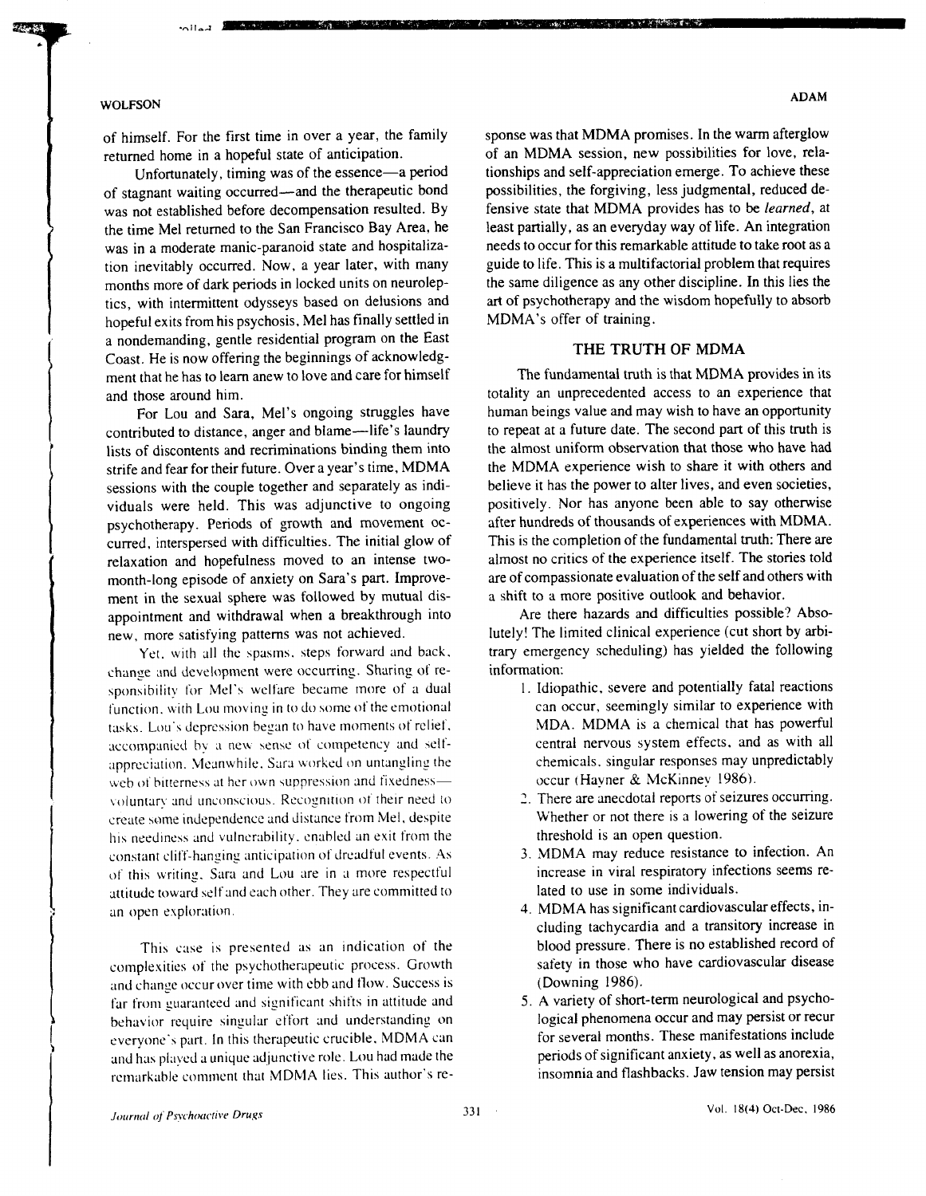of himself. For the first time in over a year, the family returned home in a hopeful state of anticipation.

Unfortunately, timing was of the essence—a period of stagnant waiting occurred—and the therapeutic bond was not established before decompensation resulted. By the time Mel returned to the San Francisco Bay Area, he was in a moderate manic-paranoid state and hospitalization inevitably occurred. Now, a year later, with many months more of dark periods in locked units on neuroleptics, with intermittent odysseys based on delusions and hopeful exits from his psychosis, Mel has finally settled in a nondemanding, gentle residential program on the East Coast. He is now offering the beginnings of acknowledgment that he has to learn anew to love and care for himself and those around him.

For Lou and Sara, Mel's ongoing struggles have contributed to distance, anger and blame—life's laundry lists of discontents and recriminations binding them into strife and fear for their future. Over a year's time, MDMA sessions with the couple together and separately as individuals were held. This was adjunctive to ongoing psychotherapy. Periods of growth and movement occurred, interspersed with difficulties. The initial glow of relaxation and hopefulness moved to an intense two-month-long episode of anxiety on Sara's part. Improvement in the sexual sphere was followed by mutual disappointment and withdrawal when a breakthrough into new, more satisfying patterns was not achieved.

Yet, with all the spasms, steps forward and back, change and development were occurring. Sharing of responsibility for Mel's welfare became more of a dual function, with Lou moving in to do some of the emotional tasks. Lou's depression began to have moments of relief, accompanied by a new sense of competency and self-appreciation. Meanwhile, Sara worked on untangling the web of bitterness at her own suppression and fixedness—voluntary and unconscious. Recognition of their need to create some independence and distance from Mel, despite his neediness and vulnerability, enabled an exit from the constant cliff-hanging anticipation of dreadful events. As of this writing, Sara and Lou are in a more respectful attitude toward self and each other. They are committed to an open exploration.

This case is presented as an indication of the complexities of the psychotherapeutic process. Growth and change occur over time with ebb and flow. Success is far from guaranteed and significant shifts in attitude and behavior require singular effort and understanding on everyone's part. In this therapeutic crucible, MDMA can and has played a unique adjunctive role. Lou had made the remarkable comment that MDMA lies. This author's response was that MDMA promises. In the warm afterglow of an MDMA session, new possibilities for love, relationships and self-appreciation emerge. To achieve these possibilities, the forgiving, less judgmental, reduced defensive state that MDMA provides has to be *learned*, at least partially, as an everyday way of life. An integration needs to occur for this remarkable attitude to take root as a guide to life. This is a multifactorial problem that requires the same diligence as any other discipline. In this lies the art of psychotherapy and the wisdom hopefully to absorb MDMA's offer of training.

## THE TRUTH OF MDMA

The fundamental truth is that MDMA provides in its totality an unprecedented access to an experience that human beings value and may wish to have an opportunity to repeat at a future date. The second part of this truth is the almost uniform observation that those who have had the MDMA experience wish to share it with others and believe it has the power to alter lives, and even societies, positively. Nor has anyone been able to say otherwise after hundreds of thousands of experiences with MDMA. This is the completion of the fundamental truth: There are almost no critics of the experience itself. The stories told are of compassionate evaluation of the self and others with a shift to a more positive outlook and behavior.

Are there hazards and difficulties possible? Absolutely! The limited clinical experience (cut short by arbitrary emergency scheduling) has yielded the following information:

1. Idiopathic, severe and potentially fatal reactions can occur, seemingly similar to experience with MDA. MDMA is a chemical that has powerful central nervous system effects, and as with all chemicals, singular responses may unpredictably occur (Hayner & McKinney 1986).
2. There are anecdotal reports of seizures occurring. Whether or not there is a lowering of the seizure threshold is an open question.
3. MDMA may reduce resistance to infection. An increase in viral respiratory infections seems related to use in some individuals.
4. MDMA has significant cardiovascular effects, including tachycardia and a transitory increase in blood pressure. There is no established record of safety in those who have cardiovascular disease (Downing 1986).
5. A variety of short-term neurological and psychological phenomena occur and may persist or recur for several months. These manifestations include periods of significant anxiety, as well as anorexia, insomnia and flashbacks. Jaw tension may persist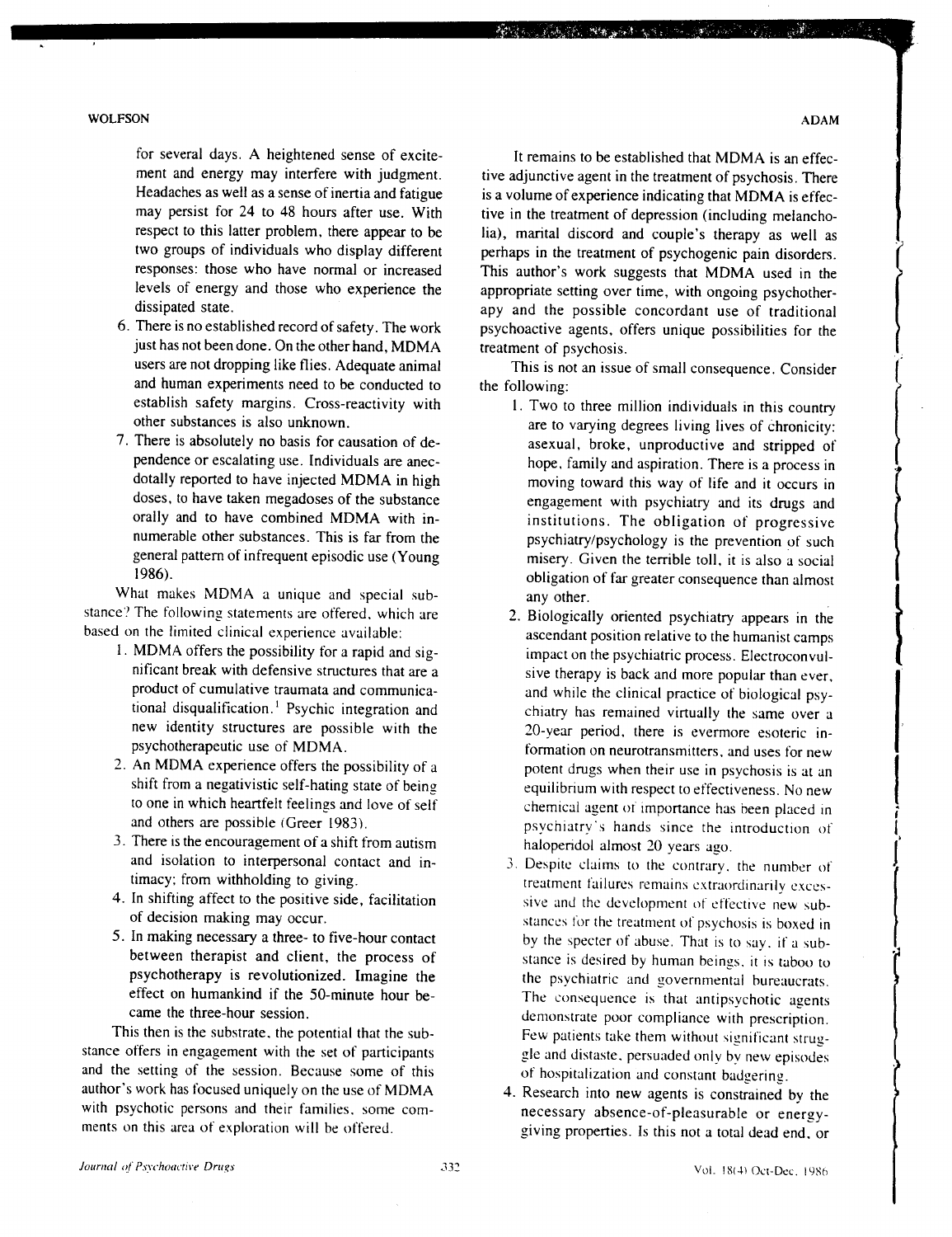for several days. A heightened sense of excitement and energy may interfere with judgment. Headaches as well as a sense of inertia and fatigue may persist for 24 to 48 hours after use. With respect to this latter problem, there appear to be two groups of individuals who display different responses: those who have normal or increased levels of energy and those who experience the dissipated state.

6. There is no established record of safety. The work just has not been done. On the other hand, MDMA users are not dropping like flies. Adequate animal and human experiments need to be conducted to establish safety margins. Cross-reactivity with other substances is also unknown.
7. There is absolutely no basis for causation of dependence or escalating use. Individuals are anecdotally reported to have injected MDMA in high doses, to have taken megadoses of the substance orally and to have combined MDMA with innumerable other substances. This is far from the general pattern of infrequent episodic use (Young 1986).

What makes MDMA a unique and special substance? The following statements are offered, which are based on the limited clinical experience available:

1. MDMA offers the possibility for a rapid and significant break with defensive structures that are a product of cumulative traumata and communicational disqualification.[1] Psychic integration and new identity structures are possible with the psychotherapeutic use of MDMA.
2. An MDMA experience offers the possibility of a shift from a negativistic self-hating state of being to one in which heartfelt feelings and love of self and others are possible (Greer 1983).
3. There is the encouragement of a shift from autism and isolation to interpersonal contact and intimacy; from withholding to giving.
4. In shifting affect to the positive side, facilitation of decision making may occur.
5. In making necessary a three- to five-hour contact between therapist and client, the process of psychotherapy is revolutionized. Imagine the effect on humankind if the 50-minute hour became the three-hour session.

This then is the substrate, the potential that the substance offers in engagement with the set of participants and the setting of the session. Because some of this author's work has focused uniquely on the use of MDMA with psychotic persons and their families, some comments on this area of exploration will be offered.

It remains to be established that MDMA is an effective adjunctive agent in the treatment of psychosis. There is a volume of experience indicating that MDMA is effective in the treatment of depression (including melancholia), marital discord and couple's therapy as well as perhaps in the treatment of psychogenic pain disorders. This author's work suggests that MDMA used in the appropriate setting over time, with ongoing psychotherapy and the possible concordant use of traditional psychoactive agents, offers unique possibilities for the treatment of psychosis.

This is not an issue of small consequence. Consider the following:

1. Two to three million individuals in this country are to varying degrees living lives of chronicity: asexual, broke, unproductive and stripped of hope, family and aspiration. There is a process in moving toward this way of life and it occurs in engagement with psychiatry and its drugs and institutions. The obligation of progressive psychiatry/psychology is the prevention of such misery. Given the terrible toll, it is also a social obligation of far greater consequence than almost any other.
2. Biologically oriented psychiatry appears in the ascendant position relative to the humanist camps impact on the psychiatric process. Electroconvulsive therapy is back and more popular than ever, and while the clinical practice of biological psychiatry has remained virtually the same over a 20-year period, there is evermore esoteric information on neurotransmitters, and uses for new potent drugs when their use in psychosis is at an equilibrium with respect to effectiveness. No new chemical agent of importance has been placed in psychiatry's hands since the introduction of haloperidol almost 20 years ago.
3. Despite claims to the contrary, the number of treatment failures remains extraordinarily excessive and the development of effective new substances for the treatment of psychosis is boxed in by the specter of abuse. That is to say, if a substance is desired by human beings, it is taboo to the psychiatric and governmental bureaucrats. The consequence is that antipsychotic agents demonstrate poor compliance with prescription. Few patients take them without significant struggle and distaste, persuaded only by new episodes of hospitalization and constant badgering.
4. Research into new agents is constrained by the necessary absence-of-pleasurable or energy-giving properties. Is this not a total dead end, or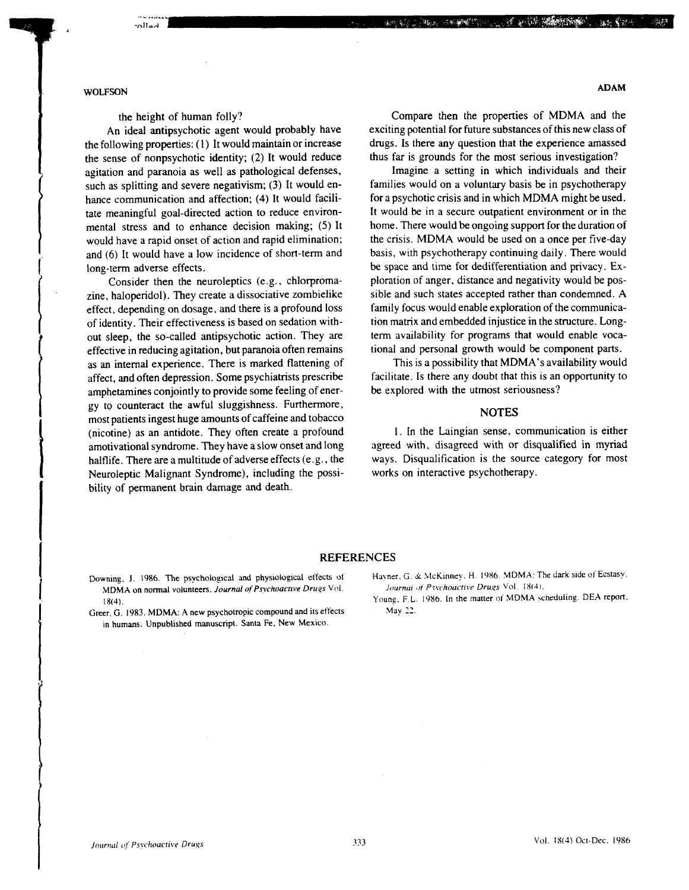the height of human folly?

An ideal antipsychotic agent would probably have the following properties: (1) It would maintain or increase the sense of nonpsychotic identity; (2) It would reduce agitation and paranoia as well as pathological defenses, such as splitting and severe negativism; (3) It would enhance communication and affection; (4) It would facilitate meaningful goal-directed action to reduce environmental stress and to enhance decision making; (5) It would have a rapid onset of action and rapid elimination; and (6) It would have a low incidence of short-term and long-term adverse effects.

Consider then the neuroleptics (e.g., chlorpromazine, haloperidol). They create a dissociative zombielike effect, depending on dosage, and there is a profound loss of identity. Their effectiveness is based on sedation without sleep, the so-called antipsychotic action. They are effective in reducing agitation, but paranoia often remains as an internal experience. There is marked flattening of affect, and often depression. Some psychiatrists prescribe amphetamines conjointly to provide some feeling of energy to counteract the awful sluggishness. Furthermore, most patients ingest huge amounts of caffeine and tobacco (nicotine) as an antidote. They often create a profound amotivational syndrome. They have a slow onset and long halflife. There are a multitude of adverse effects (e.g., the Neuroleptic Malignant Syndrome), including the possibility of permanent brain damage and death.

Compare then the properties of MDMA and the exciting potential for future substances of this new class of drugs. Is there any question that the experience amassed thus far is grounds for the most serious investigation?

Imagine a setting in which individuals and their families would on a voluntary basis be in psychotherapy for a psychotic crisis and in which MDMA might be used. It would be in a secure outpatient environment or in the home. There would be ongoing support for the duration of the crisis. MDMA would be used on a once per five-day basis, with psychotherapy continuing daily. There would be space and time for dedifferentiation and privacy. Exploration of anger, distance and negativity would be possible and such states accepted rather than condemned. A family focus would enable exploration of the communication matrix and embedded injustice in the structure. Long-term availability for programs that would enable vocational and personal growth would be component parts.

This is a possibility that MDMA's availability would facilitate. Is there any doubt that this is an opportunity to be explored with the utmost seriousness?

## NOTES

1. In the Laingian sense, communication is either agreed with, disagreed with or disqualified in myriad ways. Disqualification is the source category for most works on interactive psychotherapy.

## REFERENCES

Downing, J. 1986. The psychological and physiological effects of MDMA on normal volunteers. *Journal of Psychoactive Drugs* Vol. 18(4).

Greer, G. 1983. MDMA: A new psychotropic compound and its effects in humans. Unpublished manuscript. Santa Fe, New Mexico.

Hayner, G. & McKinney, H. 1986. MDMA: The dark side of Ecstasy. *Journal of Psychoactive Drugs* Vol. 18(4).

Young, F.L. 1986. In the matter of MDMA scheduling. DEA report, May 22.